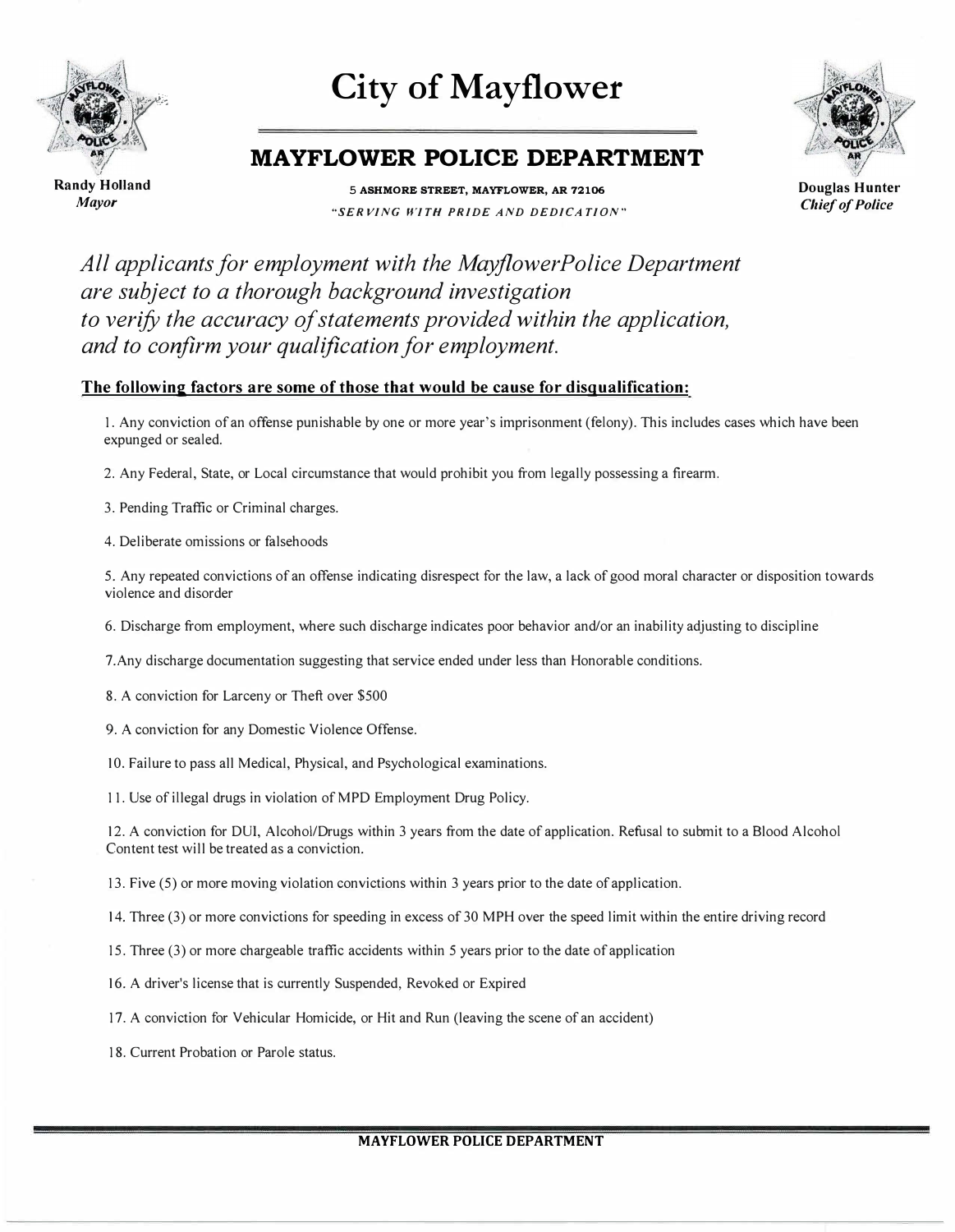# City of Mayflower

**Randy Holland**
*Mayor*

## MAYFLOWER POLICE DEPARTMENT

**5 ASHMORE STREET, MAYFLOWER, AR 72106**

*"SERVING WITH PRIDE AND DEDICATION"*

**Douglas Hunter**
***Chief of Police***

*All applicants for employment with the MayflowerPolice Department are subject to a thorough background investigation to verify the accuracy of statements provided within the application, and to confirm your qualification for employment.*

**The following factors are some of those that would be cause for disqualification:**

1. Any conviction of an offense punishable by one or more year's imprisonment (felony). This includes cases which have been expunged or sealed.

2. Any Federal, State, or Local circumstance that would prohibit you from legally possessing a firearm.

3. Pending Traffic or Criminal charges.

4. Deliberate omissions or falsehoods

5. Any repeated convictions of an offense indicating disrespect for the law, a lack of good moral character or disposition towards violence and disorder

6. Discharge from employment, where such discharge indicates poor behavior and/or an inability adjusting to discipline

7. Any discharge documentation suggesting that service ended under less than Honorable conditions.

8. A conviction for Larceny or Theft over $500

9. A conviction for any Domestic Violence Offense.

10. Failure to pass all Medical, Physical, and Psychological examinations.

11. Use of illegal drugs in violation of MPD Employment Drug Policy.

12. A conviction for DUI, Alcohol/Drugs within 3 years from the date of application. Refusal to submit to a Blood Alcohol Content test will be treated as a conviction.

13. Five (5) or more moving violation convictions within 3 years prior to the date of application.

14. Three (3) or more convictions for speeding in excess of 30 MPH over the speed limit within the entire driving record

15. Three (3) or more chargeable traffic accidents within 5 years prior to the date of application

16. A driver's license that is currently Suspended, Revoked or Expired

17. A conviction for Vehicular Homicide, or Hit and Run (leaving the scene of an accident)

18. Current Probation or Parole status.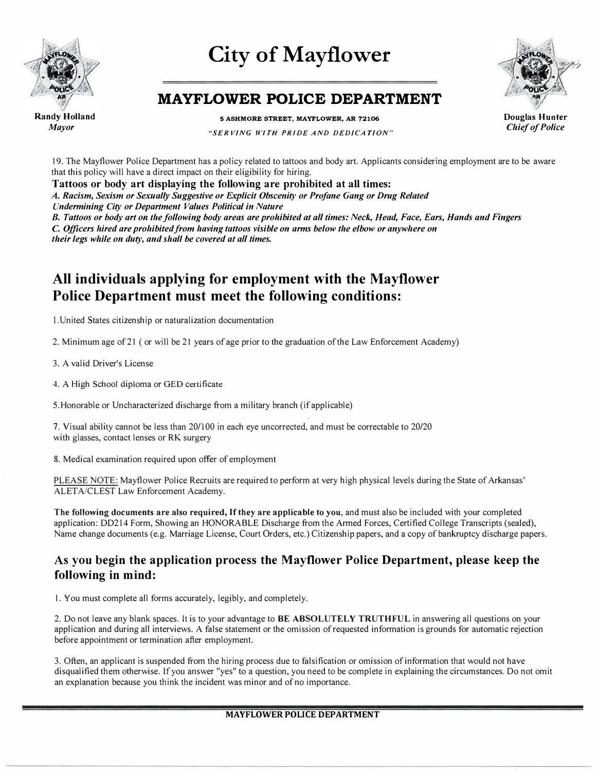# City of Mayflower

## MAYFLOWER POLICE DEPARTMENT

Randy Holland
*Mayor*

**5 ASHMORE STREET, MAYFLOWER, AR 72106**

*"SERVING WITH PRIDE AND DEDICATION"*

Douglas Hunter
*Chief of Police*

19. The Mayflower Police Department has a policy related to tattoos and body art. Applicants considering employment are to be aware that this policy will have a direct impact on their eligibility for hiring.

**Tattoos or body art displaying the following are prohibited at all times:**

*A. Racism, Sexism or Sexually Suggestive or Explicit Obscenity or Profane Gang or Drug Related Undermining City or Department Values Political in Nature*

*B. Tattoos or body art on the following body areas are prohibited at all times: Neck, Head, Face, Ears, Hands and Fingers*

*C. Officers hired are prohibited from having tattoos visible on arms below the elbow or anywhere on their legs while on duty, and shall be covered at all times.*

## All individuals applying for employment with the Mayflower Police Department must meet the following conditions:

1.United States citizenship or naturalization documentation

2. Minimum age of 21 ( or will be 21 years of age prior to the graduation of the Law Enforcement Academy)

3. A valid Driver's License

4. A High School diploma or GED certificate

5.Honorable or Uncharacterized discharge from a military branch (if applicable)

7. Visual ability cannot be less than 20/100 in each eye uncorrected, and must be correctable to 20/20 with glasses, contact lenses or RK surgery

8. Medical examination required upon offer of employment

PLEASE NOTE: Mayflower Police Recruits are required to perform at very high physical levels during the State of Arkansas' ALETA/CLEST Law Enforcement Academy.

**The following documents are also required, If they are applicable to you,** and must also be included with your completed application: DD214 Form, Showing an HONORABLE Discharge from the Armed Forces, Certified College Transcripts (sealed), Name change documents (e.g. Marriage License, Court Orders, etc.) Citizenship papers, and a copy of bankruptcy discharge papers.

### As you begin the application process the Mayflower Police Department, please keep the following in mind:

1. You must complete all forms accurately, legibly, and completely.

2. Do not leave any blank spaces. It is to your advantage to **BE ABSOLUTELY TRUTHFUL** in answering all questions on your application and during all interviews. A false statement or the omission of requested information is grounds for automatic rejection before appointment or termination after employment.

3. Often, an applicant is suspended from the hiring process due to falsification or omission of information that would not have disqualified them otherwise. If you answer "yes" to a question, you need to be complete in explaining the circumstances. Do not omit an explanation because you think the incident was minor and of no importance.